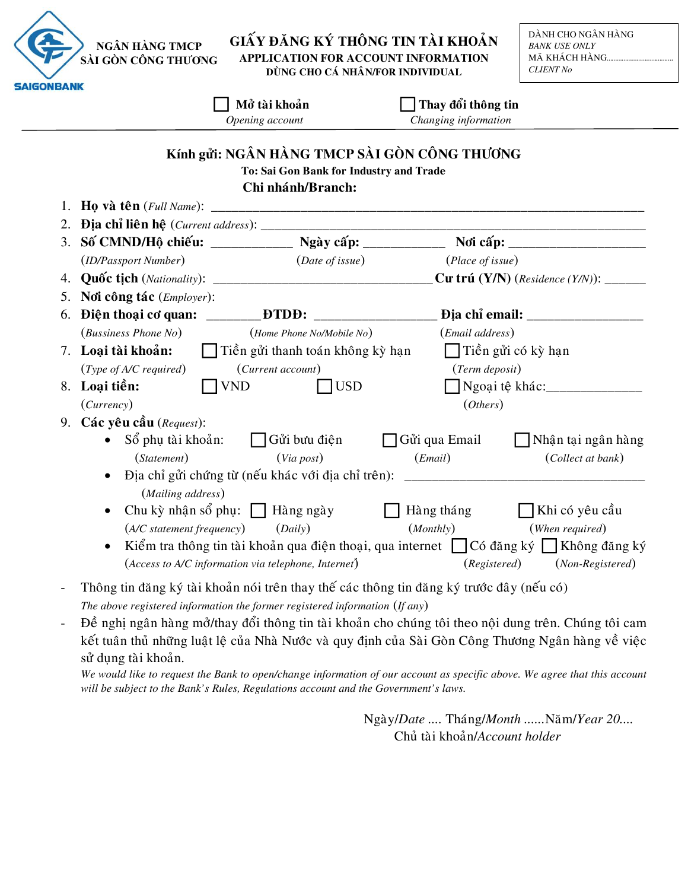NGÂN HÀNG TMCP SÀI GÒN CÔNG THƯƠNG

SAIGONBANK

# GIẤY ĐĂNG KÝ THÔNG TIN TÀI KHOẢN

**APPLICATION FOR ACCOUNT INFORMATION**

**DÙNG CHO CÁ NHÂN/FOR INDIVIDUAL**

DÀNH CHO NGÂN HÀNG
*BANK USE ONLY*
MÃ KHÁCH HÀNG.......................................
*CLIENT No*

☐ **Mở tài khoản** *Opening account* ☐ **Thay đổi thông tin** *Changing information*

---

**Kính gửi: NGÂN HÀNG TMCP SÀI GÒN CÔNG THƯƠNG**

**To: Sai Gon Bank for Industry and Trade**

**Chi nhánh/Branch:**

1. **Họ và tên** (*Full Name*): ______________________________________________________________
2. **Địa chỉ liên hệ** (*Current address*): _____________________________________________________
3. **Số CMND/Hộ chiếu:** ____________ **Ngày cấp:** ____________ **Nơi cấp:** ____________________
   (*ID/Passport Number*) (*Date of issue*) (*Place of issue*)
4. **Quốc tịch** (*Nationality*): ________________________________ **Cư trú (Y/N)** (*Residence (Y/N)*): ______
5. **Nơi công tác** (*Employer*):
6. **Điện thoại cơ quan:** ________ **ĐTDĐ:** __________________ **Địa chỉ email:** _________________
   (*Bussiness Phone No*) (*Home Phone No/Mobile No*) (*Email address*)
7. **Loại tài khoản:** ☐ Tiền gửi thanh toán không kỳ hạn ☐ Tiền gửi có kỳ hạn
   (*Type of A/C required*) (*Current account*) (*Term deposit*)
8. **Loại tiền:** ☐ VND ☐ USD ☐ Ngoại tệ khác:______________
   (*Currency*) (*Others*)
9. **Các yêu cầu** (*Request*):
   - Sổ phụ tài khoản: ☐ Gửi bưu điện ☐ Gửi qua Email ☐ Nhận tại ngân hàng
     (*Statement*) (*Via post*) (*Email*) (*Collect at bank*)
   - Địa chỉ gửi chứng từ (nếu khác với địa chỉ trên): ______________________________________
     (*Mailing address*)
   - Chu kỳ nhận sổ phụ: ☐ Hàng ngày ☐ Hàng tháng ☐ Khi có yêu cầu
     (*A/C statement frequency*) (*Daily*) (*Monthly*) (*When required*)
   - Kiểm tra thông tin tài khoản qua điện thoại, qua internet ☐ Có đăng ký ☐ Không đăng ký
     (*Access to A/C information via telephone, Internet*) (*Registered*) (*Non-Registered*)

- Thông tin đăng ký tài khoản nói trên thay thế các thông tin đăng ký trước đây (nếu có)
  *The above registered information the former registered information* (*If any*)
- Đề nghị ngân hàng mở/thay đổi thông tin tài khoản cho chúng tôi theo nội dung trên. Chúng tôi cam kết tuân thủ những luật lệ của Nhà Nước và quy định của Sài Gòn Công Thương Ngân hàng về việc sử dụng tài khoản.
  *We would like to request the Bank to open/change information of our account as specific above. We agree that this account will be subject to the Bank's Rules, Regulations account and the Government's laws.*

Ngày/*Date* .... Tháng/*Month* ......Năm/*Year 20....*

Chủ tài khoản/*Account holder*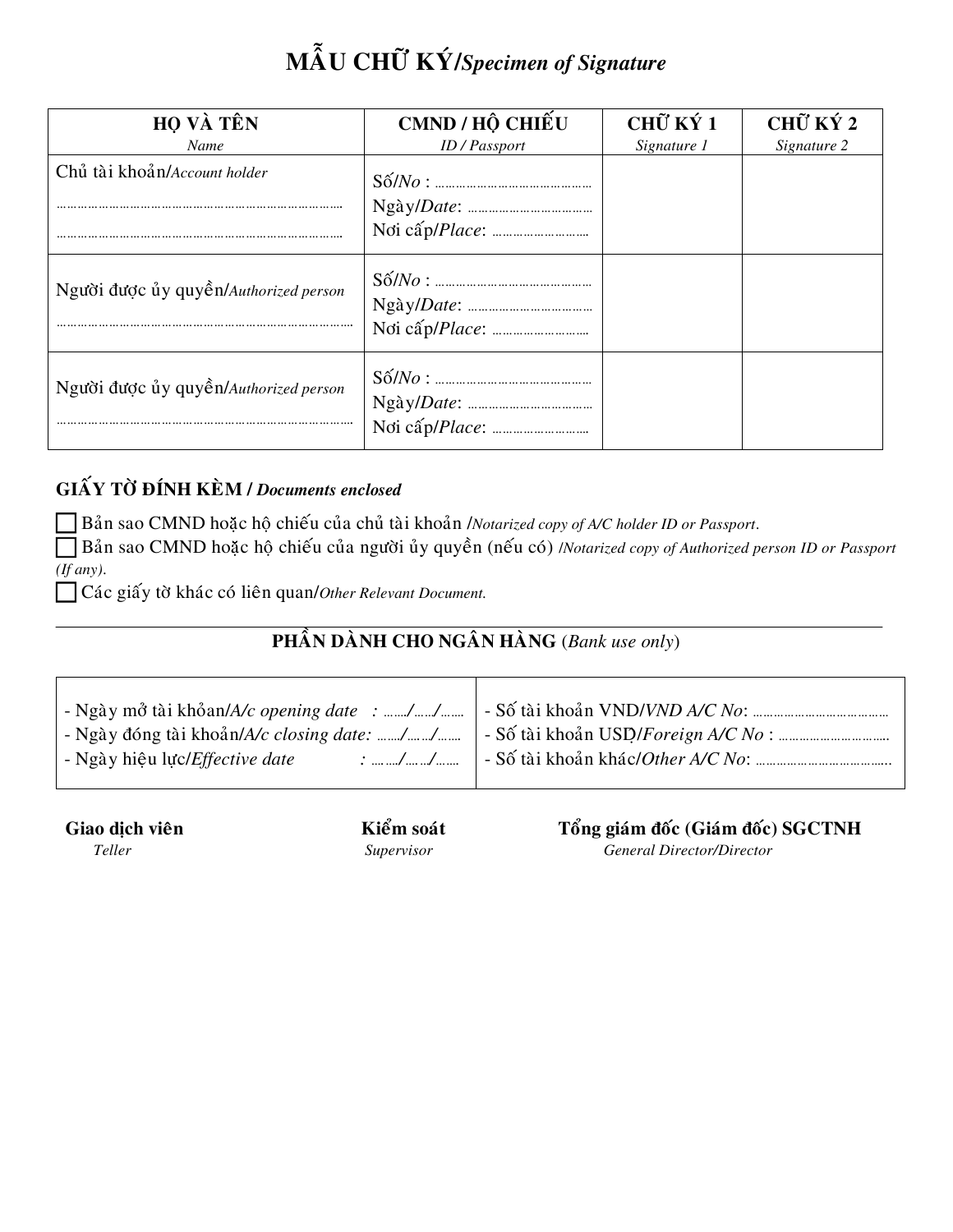# MẪU CHỮ KÝ/*Specimen of Signature*

| **HỌ VÀ TÊN**<br>*Name* | **CMND / HỘ CHIẾU**<br>*ID / Passport* | **CHỮ KÝ 1**<br>*Signature 1* | **CHỮ KÝ 2**<br>*Signature 2* |
|---|---|---|---|
| Chủ tài khoản/*Account holder*<br>………………………………………………………………<br>……………………………………………………………… | Số/*No* : ………………………………<br>Ngày/*Date*: ……………………………<br>Nơi cấp/*Place*: ……………………… | | |
| Người được ủy quyền/*Authorized person*<br>……………………………………………………………… | Số/*No* : ………………………………<br>Ngày/*Date*: ……………………………<br>Nơi cấp/*Place*: ……………………… | | |
| Người được ủy quyền/*Authorized person*<br>……………………………………………………………… | Số/*No* : ………………………………<br>Ngày/*Date*: ……………………………<br>Nơi cấp/*Place*: ……………………… | | |

## GIẤY TỜ ĐÍNH KÈM / *Documents enclosed*

☐ Bản sao CMND hoặc hộ chiếu của chủ tài khoản /*Notarized copy of A/C holder ID or Passport*.

☐ Bản sao CMND hoặc hộ chiếu của người ủy quyền (nếu có) /*Notarized copy of Authorized person ID or Passport (If any)*.

☐ Các giấy tờ khác có liên quan/*Other Relevant Document.*

---

## PHẦN DÀNH CHO NGÂN HÀNG (*Bank use only*)

| | |
|---|---|
| - Ngày mở tài khỏan/*A/c opening date* : ……/……/……<br>- Ngày đóng tài khoản/*A/c closing date:* ……/……/……<br>- Ngày hiệu lực/*Effective date* : ……/……/…… | - Số tài khoản VND/*VND A/C No*: …………………………<br>- Số tài khoản USD/*Foreign A/C No* : ……………………<br>- Số tài khoản khác/*Other A/C No*: ………………………… |

**Giao dịch viên**
*Teller*

**Kiểm soát**
*Supervisor*

**Tổng giám đốc (Giám đốc) SGCTNH**
*General Director/Director*